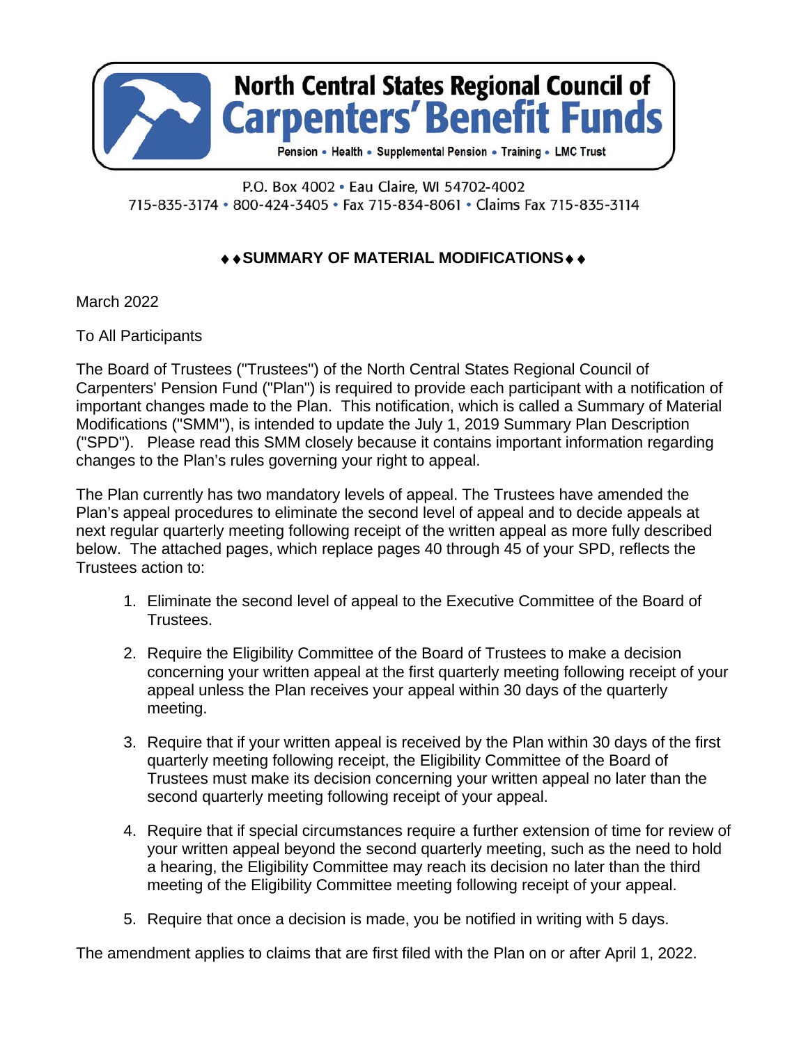# North Central States Regional Council of Carpenters' Benefit Funds

Pension • Health • Supplemental Pension • Training • LMC Trust

P.O. Box 4002 • Eau Claire, WI 54702-4002
715-835-3174 • 800-424-3405 • Fax 715-834-8061 • Claims Fax 715-835-3114

## ♦♦SUMMARY OF MATERIAL MODIFICATIONS♦♦

March 2022

To All Participants

The Board of Trustees ("Trustees") of the North Central States Regional Council of Carpenters' Pension Fund ("Plan") is required to provide each participant with a notification of important changes made to the Plan. This notification, which is called a Summary of Material Modifications ("SMM"), is intended to update the July 1, 2019 Summary Plan Description ("SPD"). Please read this SMM closely because it contains important information regarding changes to the Plan's rules governing your right to appeal.

The Plan currently has two mandatory levels of appeal. The Trustees have amended the Plan's appeal procedures to eliminate the second level of appeal and to decide appeals at next regular quarterly meeting following receipt of the written appeal as more fully described below. The attached pages, which replace pages 40 through 45 of your SPD, reflects the Trustees action to:

1. Eliminate the second level of appeal to the Executive Committee of the Board of Trustees.
2. Require the Eligibility Committee of the Board of Trustees to make a decision concerning your written appeal at the first quarterly meeting following receipt of your appeal unless the Plan receives your appeal within 30 days of the quarterly meeting.
3. Require that if your written appeal is received by the Plan within 30 days of the first quarterly meeting following receipt, the Eligibility Committee of the Board of Trustees must make its decision concerning your written appeal no later than the second quarterly meeting following receipt of your appeal.
4. Require that if special circumstances require a further extension of time for review of your written appeal beyond the second quarterly meeting, such as the need to hold a hearing, the Eligibility Committee may reach its decision no later than the third meeting of the Eligibility Committee meeting following receipt of your appeal.
5. Require that once a decision is made, you be notified in writing with 5 days.

The amendment applies to claims that are first filed with the Plan on or after April 1, 2022.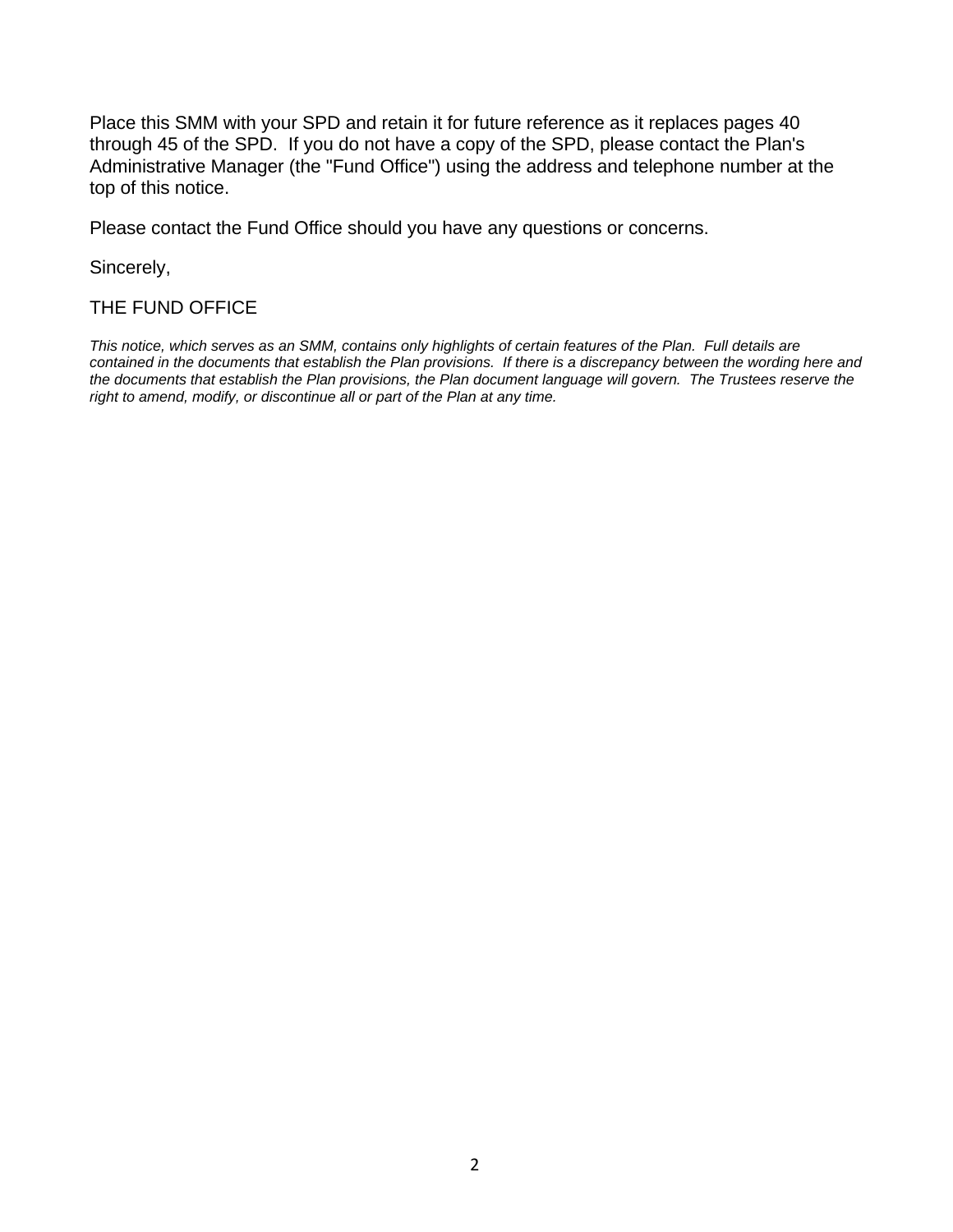Place this SMM with your SPD and retain it for future reference as it replaces pages 40 through 45 of the SPD.  If you do not have a copy of the SPD, please contact the Plan's Administrative Manager (the "Fund Office") using the address and telephone number at the top of this notice.

Please contact the Fund Office should you have any questions or concerns.

Sincerely,

THE FUND OFFICE

*This notice, which serves as an SMM, contains only highlights of certain features of the Plan.  Full details are contained in the documents that establish the Plan provisions.  If there is a discrepancy between the wording here and the documents that establish the Plan provisions, the Plan document language will govern.  The Trustees reserve the right to amend, modify, or discontinue all or part of the Plan at any time.*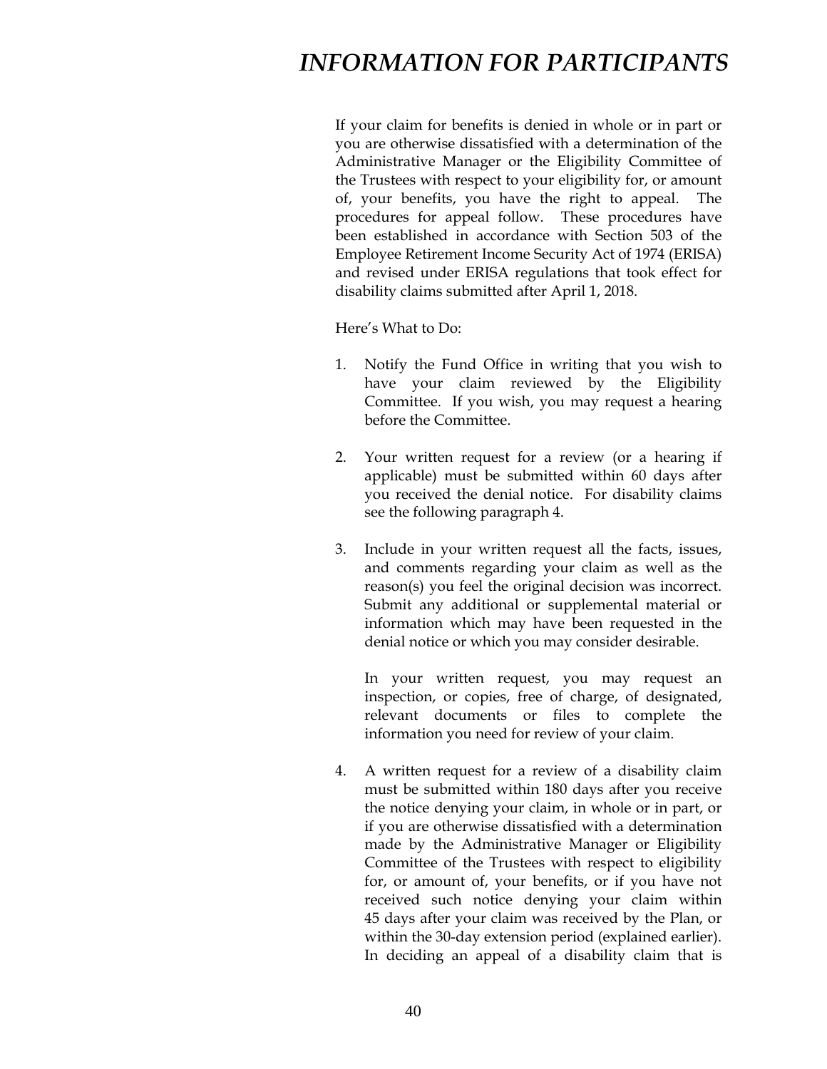# *INFORMATION FOR PARTICIPANTS*

If your claim for benefits is denied in whole or in part or you are otherwise dissatisfied with a determination of the Administrative Manager or the Eligibility Committee of the Trustees with respect to your eligibility for, or amount of, your benefits, you have the right to appeal. The procedures for appeal follow. These procedures have been established in accordance with Section 503 of the Employee Retirement Income Security Act of 1974 (ERISA) and revised under ERISA regulations that took effect for disability claims submitted after April 1, 2018.

Here's What to Do:

1. Notify the Fund Office in writing that you wish to have your claim reviewed by the Eligibility Committee. If you wish, you may request a hearing before the Committee.

2. Your written request for a review (or a hearing if applicable) must be submitted within 60 days after you received the denial notice. For disability claims see the following paragraph 4.

3. Include in your written request all the facts, issues, and comments regarding your claim as well as the reason(s) you feel the original decision was incorrect. Submit any additional or supplemental material or information which may have been requested in the denial notice or which you may consider desirable.

   In your written request, you may request an inspection, or copies, free of charge, of designated, relevant documents or files to complete the information you need for review of your claim.

4. A written request for a review of a disability claim must be submitted within 180 days after you receive the notice denying your claim, in whole or in part, or if you are otherwise dissatisfied with a determination made by the Administrative Manager or Eligibility Committee of the Trustees with respect to eligibility for, or amount of, your benefits, or if you have not received such notice denying your claim within 45 days after your claim was received by the Plan, or within the 30-day extension period (explained earlier). In deciding an appeal of a disability claim that is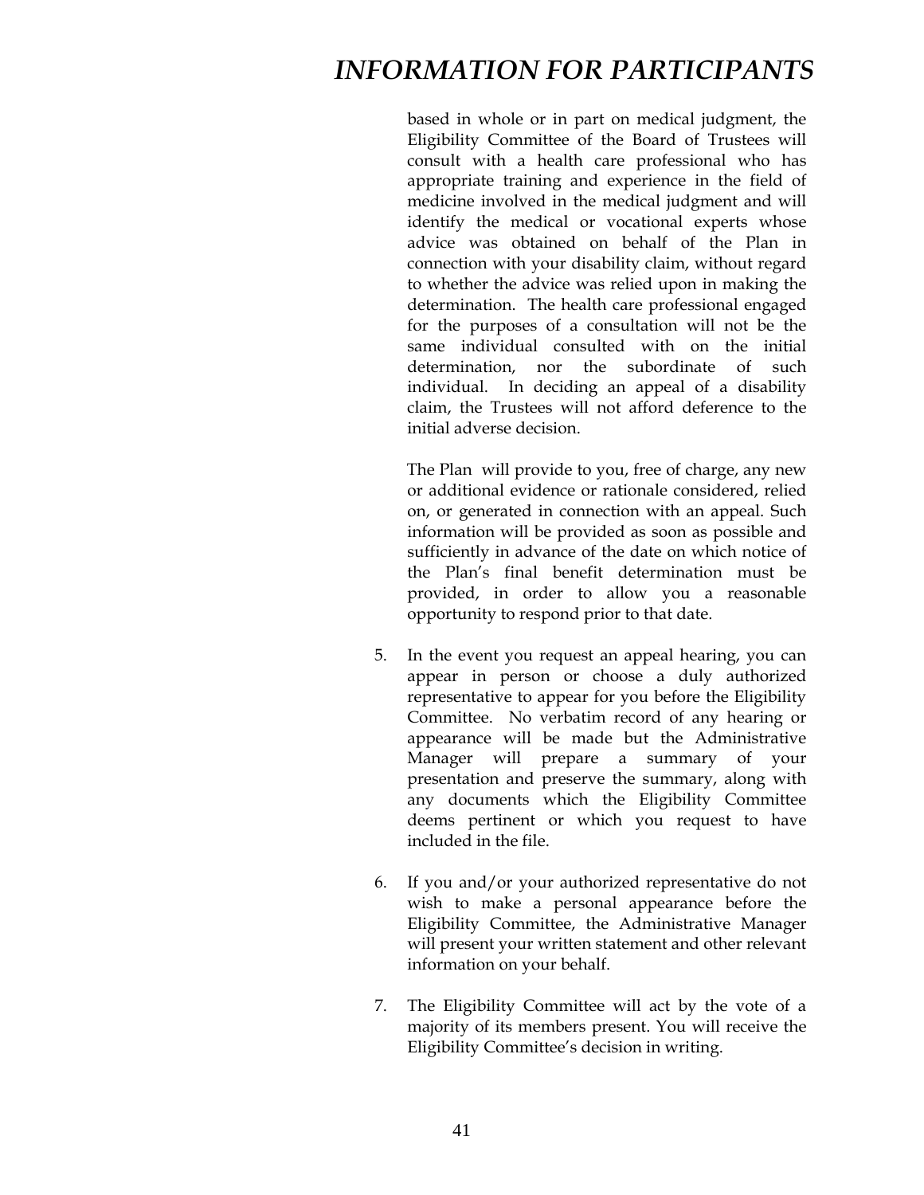based in whole or in part on medical judgment, the Eligibility Committee of the Board of Trustees will consult with a health care professional who has appropriate training and experience in the field of medicine involved in the medical judgment and will identify the medical or vocational experts whose advice was obtained on behalf of the Plan in connection with your disability claim, without regard to whether the advice was relied upon in making the determination. The health care professional engaged for the purposes of a consultation will not be the same individual consulted with on the initial determination, nor the subordinate of such individual. In deciding an appeal of a disability claim, the Trustees will not afford deference to the initial adverse decision.

The Plan will provide to you, free of charge, any new or additional evidence or rationale considered, relied on, or generated in connection with an appeal. Such information will be provided as soon as possible and sufficiently in advance of the date on which notice of the Plan's final benefit determination must be provided, in order to allow you a reasonable opportunity to respond prior to that date.

5. In the event you request an appeal hearing, you can appear in person or choose a duly authorized representative to appear for you before the Eligibility Committee. No verbatim record of any hearing or appearance will be made but the Administrative Manager will prepare a summary of your presentation and preserve the summary, along with any documents which the Eligibility Committee deems pertinent or which you request to have included in the file.

6. If you and/or your authorized representative do not wish to make a personal appearance before the Eligibility Committee, the Administrative Manager will present your written statement and other relevant information on your behalf.

7. The Eligibility Committee will act by the vote of a majority of its members present. You will receive the Eligibility Committee's decision in writing.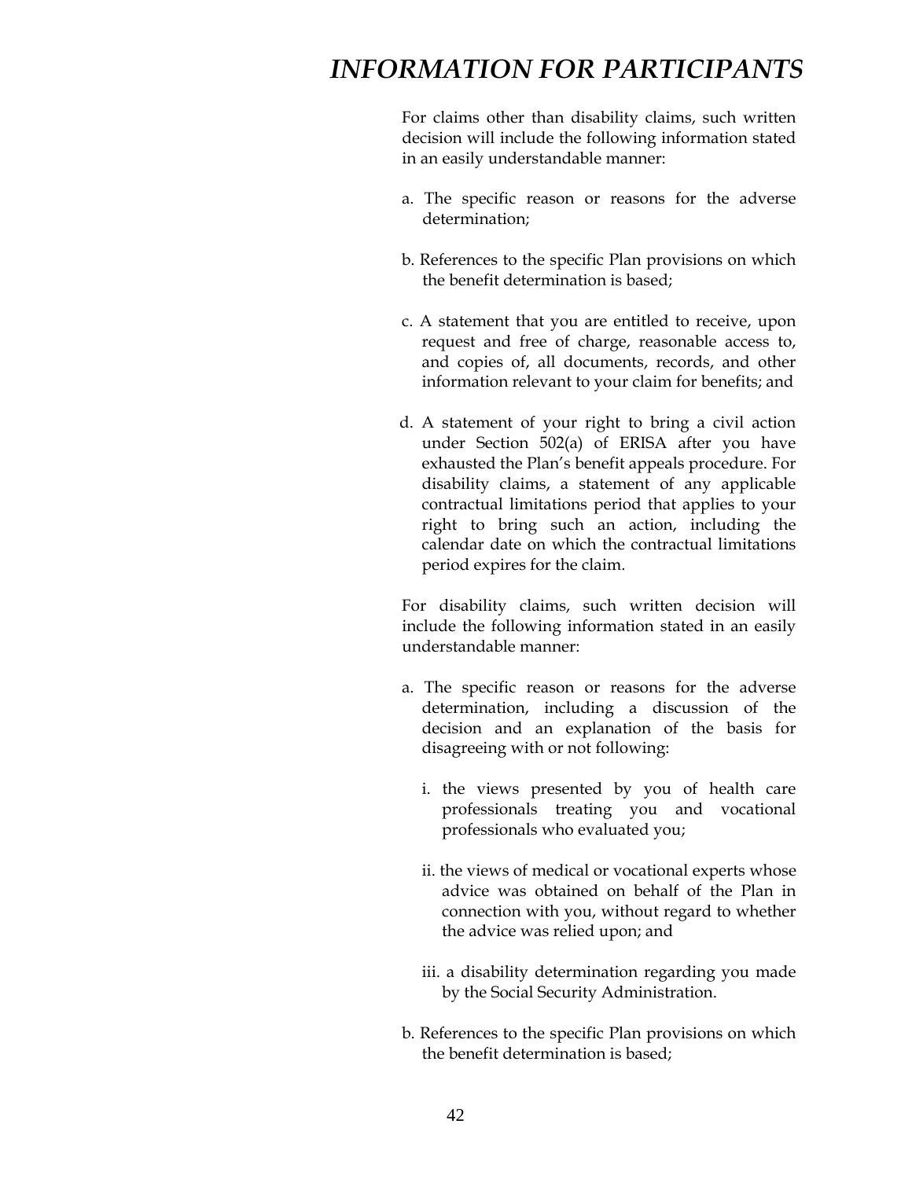# INFORMATION FOR PARTICIPANTS

For claims other than disability claims, such written decision will include the following information stated in an easily understandable manner:

a. The specific reason or reasons for the adverse determination;

b. References to the specific Plan provisions on which the benefit determination is based;

c. A statement that you are entitled to receive, upon request and free of charge, reasonable access to, and copies of, all documents, records, and other information relevant to your claim for benefits; and

d. A statement of your right to bring a civil action under Section 502(a) of ERISA after you have exhausted the Plan's benefit appeals procedure. For disability claims, a statement of any applicable contractual limitations period that applies to your right to bring such an action, including the calendar date on which the contractual limitations period expires for the claim.

For disability claims, such written decision will include the following information stated in an easily understandable manner:

a. The specific reason or reasons for the adverse determination, including a discussion of the decision and an explanation of the basis for disagreeing with or not following:

   i. the views presented by you of health care professionals treating you and vocational professionals who evaluated you;

   ii. the views of medical or vocational experts whose advice was obtained on behalf of the Plan in connection with you, without regard to whether the advice was relied upon; and

   iii. a disability determination regarding you made by the Social Security Administration.

b. References to the specific Plan provisions on which the benefit determination is based;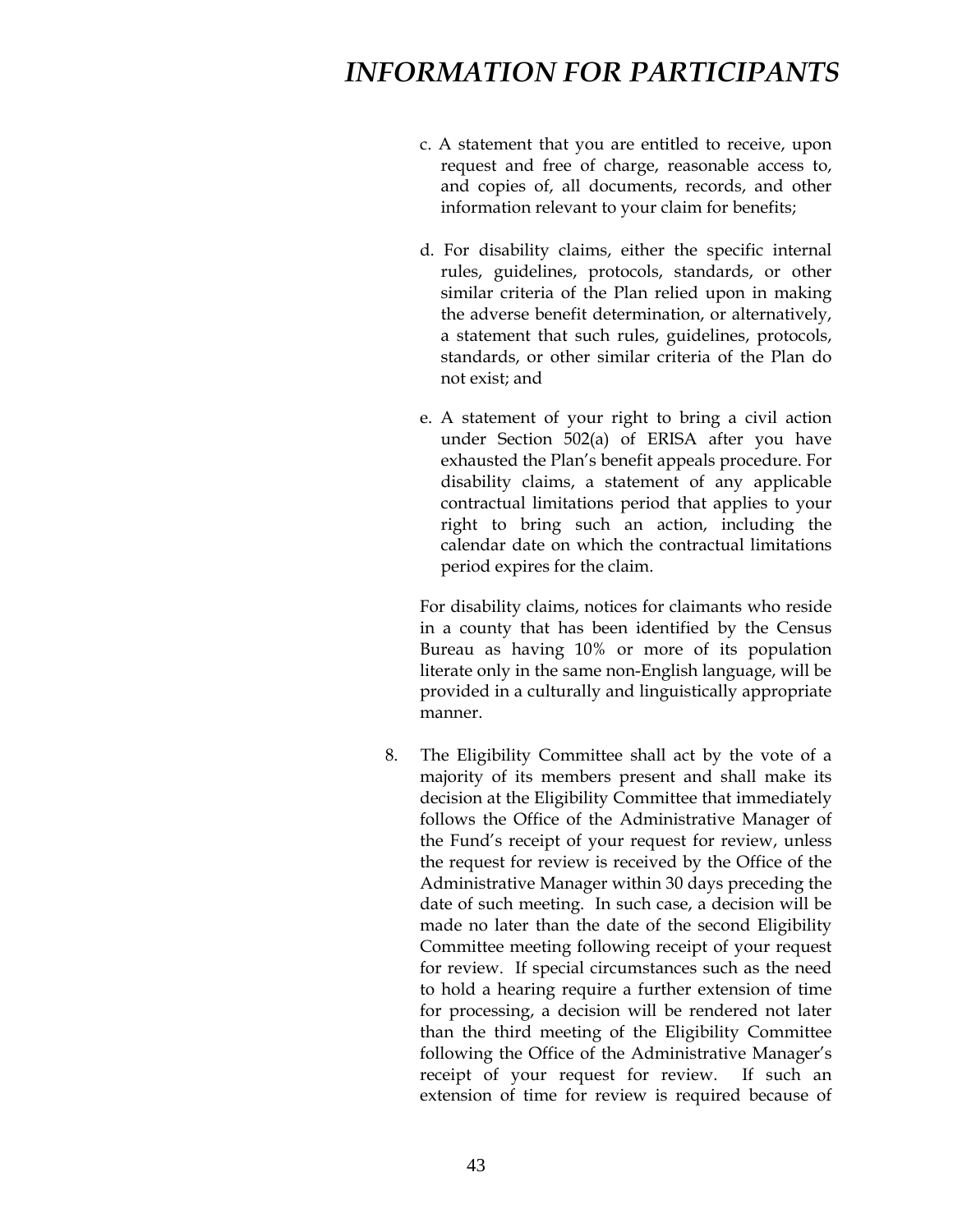c. A statement that you are entitled to receive, upon request and free of charge, reasonable access to, and copies of, all documents, records, and other information relevant to your claim for benefits;

d. For disability claims, either the specific internal rules, guidelines, protocols, standards, or other similar criteria of the Plan relied upon in making the adverse benefit determination, or alternatively, a statement that such rules, guidelines, protocols, standards, or other similar criteria of the Plan do not exist; and

e. A statement of your right to bring a civil action under Section 502(a) of ERISA after you have exhausted the Plan's benefit appeals procedure. For disability claims, a statement of any applicable contractual limitations period that applies to your right to bring such an action, including the calendar date on which the contractual limitations period expires for the claim.

For disability claims, notices for claimants who reside in a county that has been identified by the Census Bureau as having 10% or more of its population literate only in the same non-English language, will be provided in a culturally and linguistically appropriate manner.

8. The Eligibility Committee shall act by the vote of a majority of its members present and shall make its decision at the Eligibility Committee that immediately follows the Office of the Administrative Manager of the Fund's receipt of your request for review, unless the request for review is received by the Office of the Administrative Manager within 30 days preceding the date of such meeting. In such case, a decision will be made no later than the date of the second Eligibility Committee meeting following receipt of your request for review. If special circumstances such as the need to hold a hearing require a further extension of time for processing, a decision will be rendered not later than the third meeting of the Eligibility Committee following the Office of the Administrative Manager's receipt of your request for review. If such an extension of time for review is required because of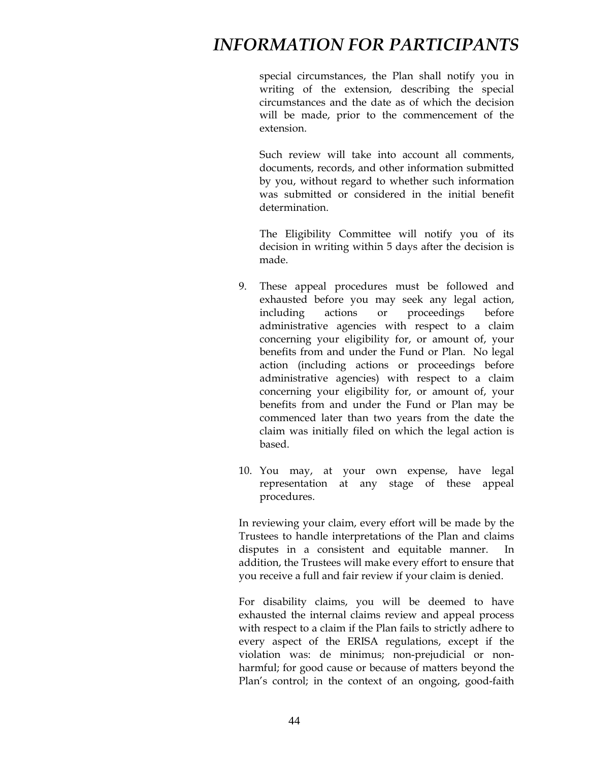special circumstances, the Plan shall notify you in writing of the extension, describing the special circumstances and the date as of which the decision will be made, prior to the commencement of the extension.

Such review will take into account all comments, documents, records, and other information submitted by you, without regard to whether such information was submitted or considered in the initial benefit determination.

The Eligibility Committee will notify you of its decision in writing within 5 days after the decision is made.

9. These appeal procedures must be followed and exhausted before you may seek any legal action, including actions or proceedings before administrative agencies with respect to a claim concerning your eligibility for, or amount of, your benefits from and under the Fund or Plan. No legal action (including actions or proceedings before administrative agencies) with respect to a claim concerning your eligibility for, or amount of, your benefits from and under the Fund or Plan may be commenced later than two years from the date the claim was initially filed on which the legal action is based.

10. You may, at your own expense, have legal representation at any stage of these appeal procedures.

In reviewing your claim, every effort will be made by the Trustees to handle interpretations of the Plan and claims disputes in a consistent and equitable manner. In addition, the Trustees will make every effort to ensure that you receive a full and fair review if your claim is denied.

For disability claims, you will be deemed to have exhausted the internal claims review and appeal process with respect to a claim if the Plan fails to strictly adhere to every aspect of the ERISA regulations, except if the violation was: de minimus; non-prejudicial or non-harmful; for good cause or because of matters beyond the Plan's control; in the context of an ongoing, good-faith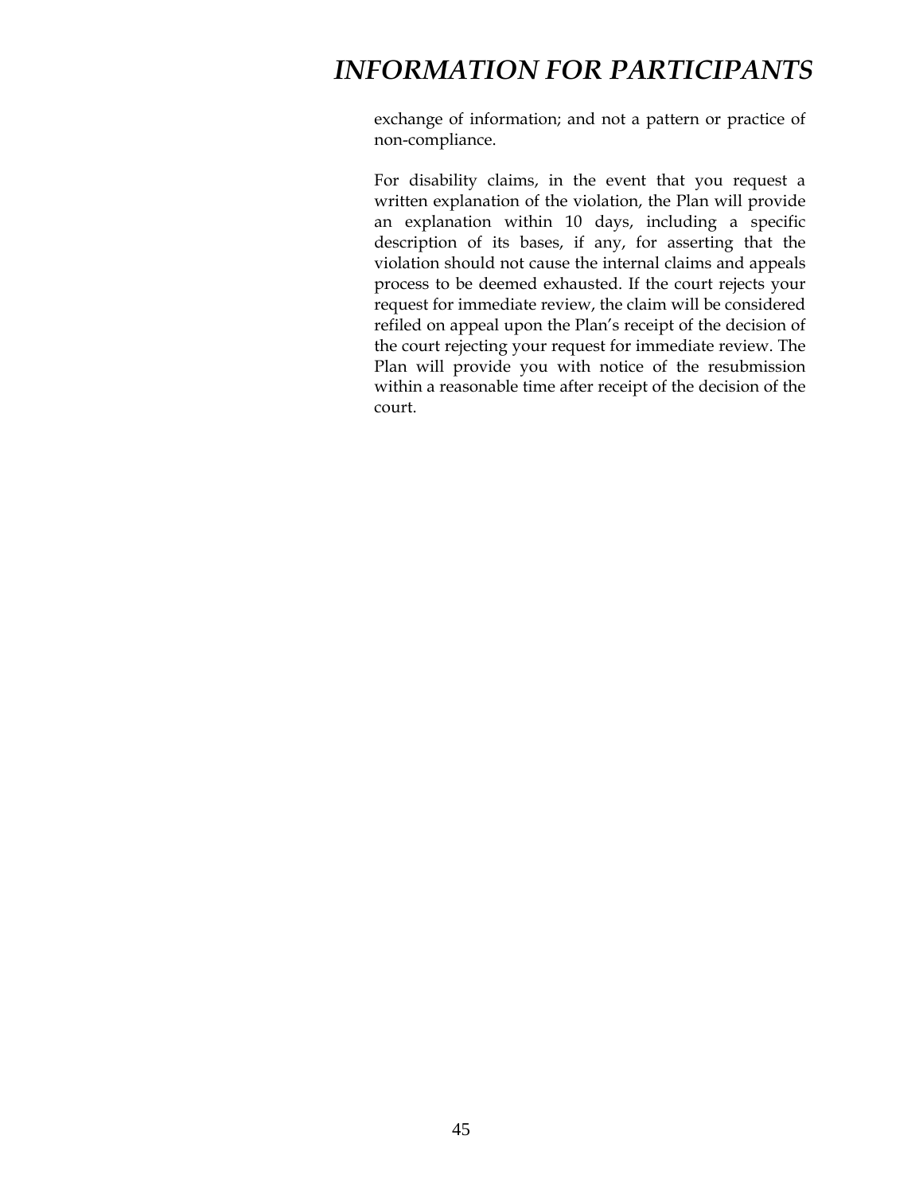exchange of information; and not a pattern or practice of non-compliance.

For disability claims, in the event that you request a written explanation of the violation, the Plan will provide an explanation within 10 days, including a specific description of its bases, if any, for asserting that the violation should not cause the internal claims and appeals process to be deemed exhausted. If the court rejects your request for immediate review, the claim will be considered refiled on appeal upon the Plan's receipt of the decision of the court rejecting your request for immediate review. The Plan will provide you with notice of the resubmission within a reasonable time after receipt of the decision of the court.